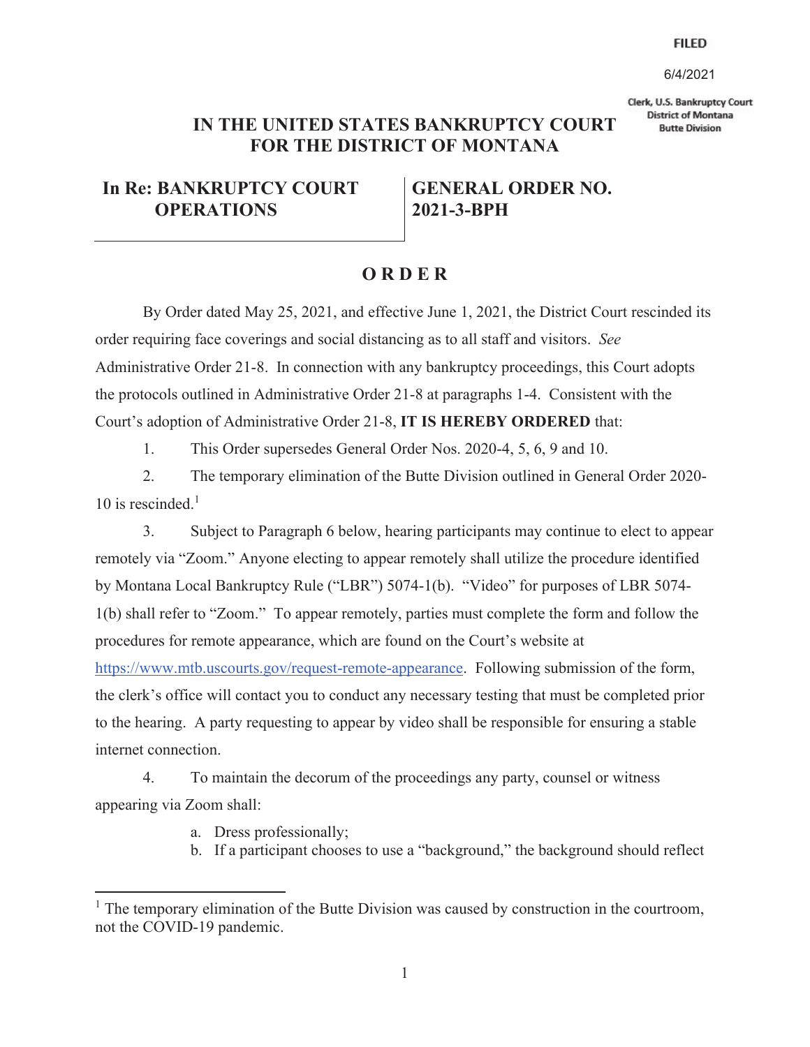FILED

6/4/2021

Clerk, U.S. Bankruptcy Court
District of Montana
Butte Division

# IN THE UNITED STATES BANKRUPTCY COURT FOR THE DISTRICT OF MONTANA

| In Re: BANKRUPTCY COURT OPERATIONS | GENERAL ORDER NO. 2021-3-BPH |
|---|---|

## O R D E R

By Order dated May 25, 2021, and effective June 1, 2021, the District Court rescinded its order requiring face coverings and social distancing as to all staff and visitors. *See* Administrative Order 21-8. In connection with any bankruptcy proceedings, this Court adopts the protocols outlined in Administrative Order 21-8 at paragraphs 1-4. Consistent with the Court's adoption of Administrative Order 21-8, **IT IS HEREBY ORDERED** that:

1. This Order supersedes General Order Nos. 2020-4, 5, 6, 9 and 10.

2. The temporary elimination of the Butte Division outlined in General Order 2020-10 is rescinded.[1]

3. Subject to Paragraph 6 below, hearing participants may continue to elect to appear remotely via "Zoom." Anyone electing to appear remotely shall utilize the procedure identified by Montana Local Bankruptcy Rule ("LBR") 5074-1(b). "Video" for purposes of LBR 5074-1(b) shall refer to "Zoom." To appear remotely, parties must complete the form and follow the procedures for remote appearance, which are found on the Court's website at https://www.mtb.uscourts.gov/request-remote-appearance. Following submission of the form, the clerk's office will contact you to conduct any necessary testing that must be completed prior to the hearing. A party requesting to appear by video shall be responsible for ensuring a stable internet connection.

4. To maintain the decorum of the proceedings any party, counsel or witness appearing via Zoom shall:

   a. Dress professionally;
   b. If a participant chooses to use a "background," the background should reflect

[1] The temporary elimination of the Butte Division was caused by construction in the courtroom, not the COVID-19 pandemic.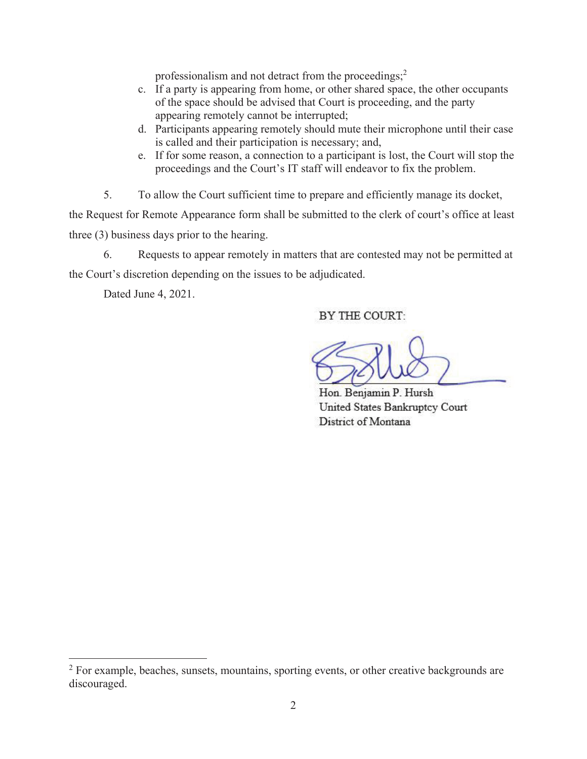professionalism and not detract from the proceedings;[2]

c. If a party is appearing from home, or other shared space, the other occupants of the space should be advised that Court is proceeding, and the party appearing remotely cannot be interrupted;
d. Participants appearing remotely should mute their microphone until their case is called and their participation is necessary; and,
e. If for some reason, a connection to a participant is lost, the Court will stop the proceedings and the Court's IT staff will endeavor to fix the problem.

5. To allow the Court sufficient time to prepare and efficiently manage its docket, the Request for Remote Appearance form shall be submitted to the clerk of court's office at least three (3) business days prior to the hearing.

6. Requests to appear remotely in matters that are contested may not be permitted at the Court's discretion depending on the issues to be adjudicated.

Dated June 4, 2021.

BY THE COURT:

Hon. Benjamin P. Hursh
United States Bankruptcy Court
District of Montana

[2] For example, beaches, sunsets, mountains, sporting events, or other creative backgrounds are discouraged.